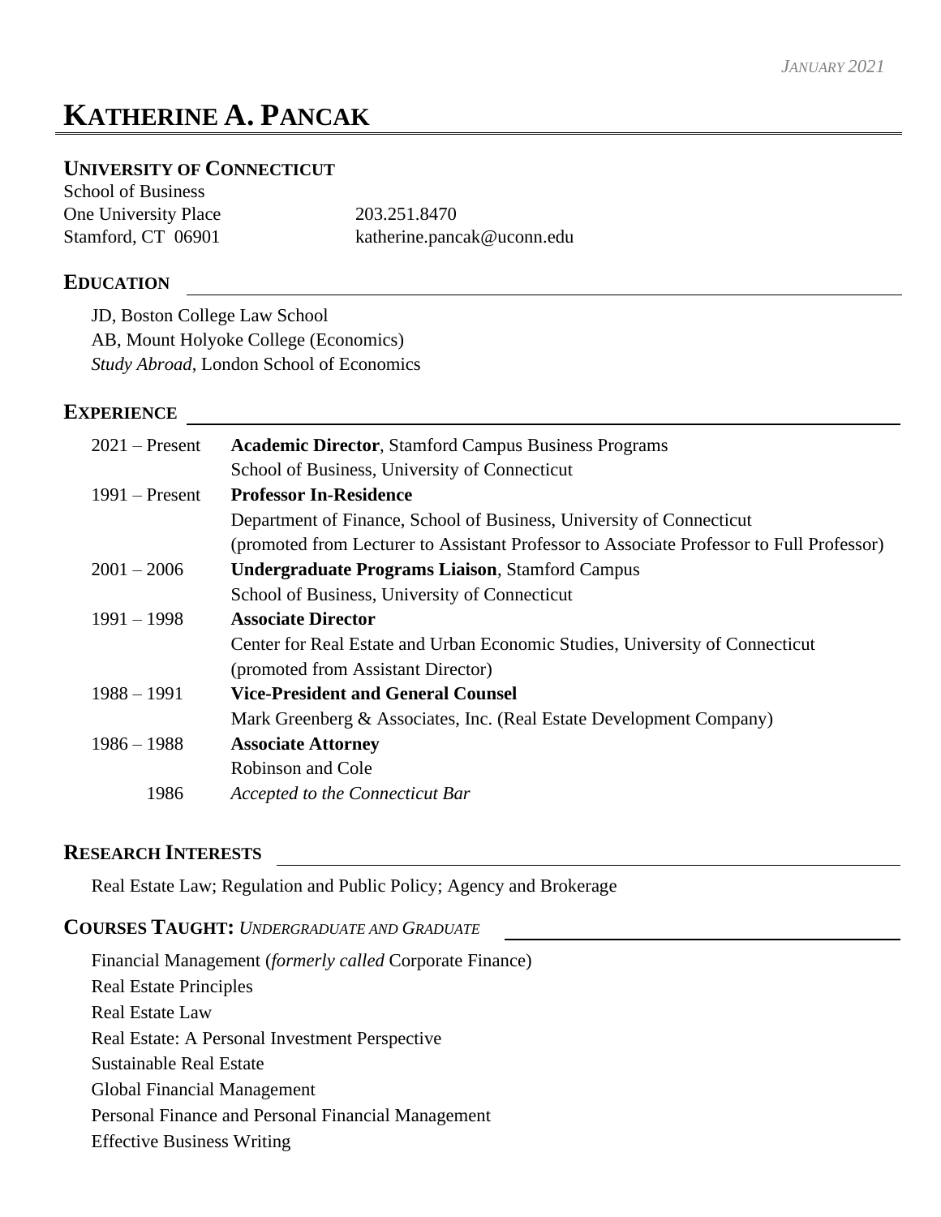*January 2021*

# KATHERINE A. PANCAK

**UNIVERSITY OF CONNECTICUT**

School of Business
One University Place
Stamford, CT 06901

203.251.8470
katherine.pancak@uconn.edu

## EDUCATION

JD, Boston College Law School
AB, Mount Holyoke College (Economics)
*Study Abroad*, London School of Economics

## EXPERIENCE

| | |
|---|---|
| 2021 – Present | **Academic Director**, Stamford Campus Business Programs<br>School of Business, University of Connecticut |
| 1991 – Present | **Professor In-Residence**<br>Department of Finance, School of Business, University of Connecticut<br>(promoted from Lecturer to Assistant Professor to Associate Professor to Full Professor) |
| 2001 – 2006 | **Undergraduate Programs Liaison**, Stamford Campus<br>School of Business, University of Connecticut |
| 1991 – 1998 | **Associate Director**<br>Center for Real Estate and Urban Economic Studies, University of Connecticut<br>(promoted from Assistant Director) |
| 1988 – 1991 | **Vice-President and General Counsel**<br>Mark Greenberg & Associates, Inc. (Real Estate Development Company) |
| 1986 – 1988 | **Associate Attorney**<br>Robinson and Cole |
| 1986 | *Accepted to the Connecticut Bar* |

## RESEARCH INTERESTS

Real Estate Law; Regulation and Public Policy; Agency and Brokerage

## COURSES TAUGHT: *UNDERGRADUATE AND GRADUATE*

Financial Management (*formerly called* Corporate Finance)
Real Estate Principles
Real Estate Law
Real Estate: A Personal Investment Perspective
Sustainable Real Estate
Global Financial Management
Personal Finance and Personal Financial Management
Effective Business Writing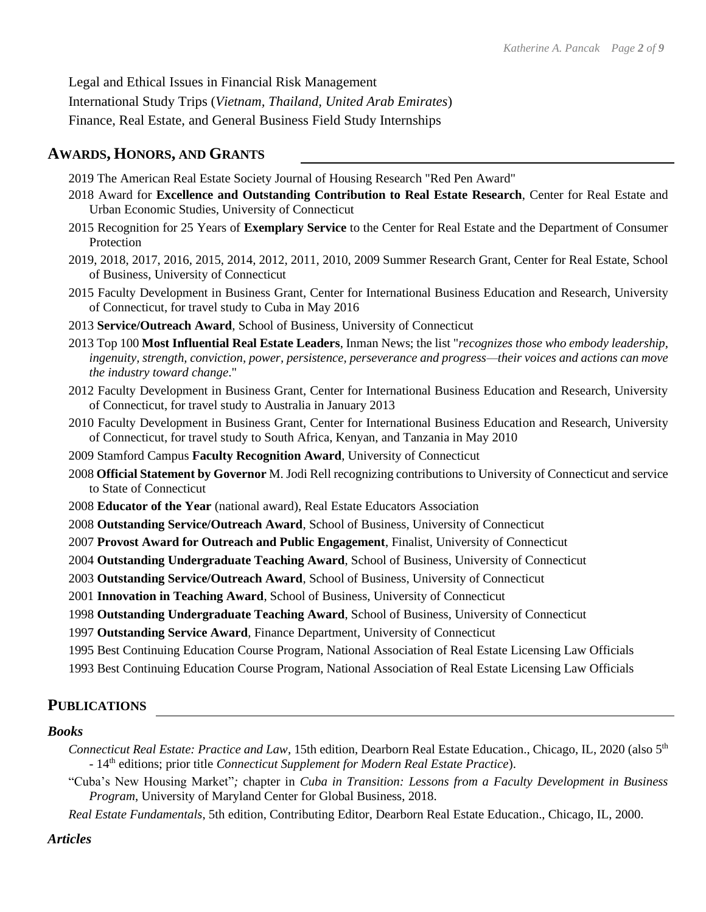Legal and Ethical Issues in Financial Risk Management

International Study Trips (*Vietnam, Thailand, United Arab Emirates*)

Finance, Real Estate, and General Business Field Study Internships

## AWARDS, HONORS, AND GRANTS

2019 The American Real Estate Society Journal of Housing Research "Red Pen Award"

2018 Award for **Excellence and Outstanding Contribution to Real Estate Research**, Center for Real Estate and Urban Economic Studies, University of Connecticut

2015 Recognition for 25 Years of **Exemplary Service** to the Center for Real Estate and the Department of Consumer Protection

2019, 2018, 2017, 2016, 2015, 2014, 2012, 2011, 2010, 2009 Summer Research Grant, Center for Real Estate, School of Business, University of Connecticut

2015 Faculty Development in Business Grant, Center for International Business Education and Research, University of Connecticut, for travel study to Cuba in May 2016

2013 **Service/Outreach Award**, School of Business, University of Connecticut

2013 Top 100 **Most Influential Real Estate Leaders**, Inman News; the list "*recognizes those who embody leadership, ingenuity, strength, conviction, power, persistence, perseverance and progress—their voices and actions can move the industry toward change*."

2012 Faculty Development in Business Grant, Center for International Business Education and Research, University of Connecticut, for travel study to Australia in January 2013

2010 Faculty Development in Business Grant, Center for International Business Education and Research, University of Connecticut, for travel study to South Africa, Kenyan, and Tanzania in May 2010

2009 Stamford Campus **Faculty Recognition Award**, University of Connecticut

2008 **Official Statement by Governor** M. Jodi Rell recognizing contributions to University of Connecticut and service to State of Connecticut

2008 **Educator of the Year** (national award), Real Estate Educators Association

2008 **Outstanding Service/Outreach Award**, School of Business, University of Connecticut

2007 **Provost Award for Outreach and Public Engagement**, Finalist, University of Connecticut

2004 **Outstanding Undergraduate Teaching Award**, School of Business, University of Connecticut

2003 **Outstanding Service/Outreach Award**, School of Business, University of Connecticut

2001 **Innovation in Teaching Award**, School of Business, University of Connecticut

1998 **Outstanding Undergraduate Teaching Award**, School of Business, University of Connecticut

1997 **Outstanding Service Award**, Finance Department, University of Connecticut

1995 Best Continuing Education Course Program, National Association of Real Estate Licensing Law Officials

1993 Best Continuing Education Course Program, National Association of Real Estate Licensing Law Officials

## PUBLICATIONS

### *Books*

*Connecticut Real Estate: Practice and Law*, 15th edition, Dearborn Real Estate Education., Chicago, IL, 2020 (also 5th - 14th editions; prior title *Connecticut Supplement for Modern Real Estate Practice*).

"Cuba's New Housing Market"*;* chapter in *Cuba in Transition: Lessons from a Faculty Development in Business Program*, University of Maryland Center for Global Business, 2018.

*Real Estate Fundamentals*, 5th edition, Contributing Editor, Dearborn Real Estate Education., Chicago, IL, 2000.

### *Articles*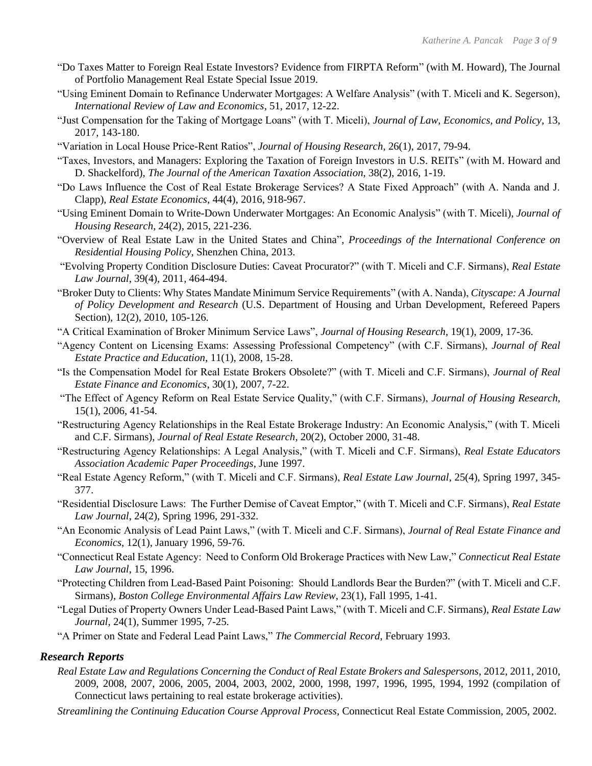"Do Taxes Matter to Foreign Real Estate Investors? Evidence from FIRPTA Reform" (with M. Howard), The Journal of Portfolio Management Real Estate Special Issue 2019.

"Using Eminent Domain to Refinance Underwater Mortgages: A Welfare Analysis" (with T. Miceli and K. Segerson), *International Review of Law and Economics*, 51, 2017, 12-22.

"Just Compensation for the Taking of Mortgage Loans" (with T. Miceli), *Journal of Law, Economics, and Policy*, 13, 2017, 143-180.

"Variation in Local House Price-Rent Ratios", *Journal of Housing Research*, 26(1), 2017, 79-94.

"Taxes, Investors, and Managers: Exploring the Taxation of Foreign Investors in U.S. REITs" (with M. Howard and D. Shackelford), *The Journal of the American Taxation Association*, 38(2), 2016, 1-19.

"Do Laws Influence the Cost of Real Estate Brokerage Services? A State Fixed Approach" (with A. Nanda and J. Clapp), *Real Estate Economics*, 44(4), 2016, 918-967.

"Using Eminent Domain to Write-Down Underwater Mortgages: An Economic Analysis" (with T. Miceli), *Journal of Housing Research*, 24(2), 2015, 221-236.

"Overview of Real Estate Law in the United States and China", *Proceedings of the International Conference on Residential Housing Policy*, Shenzhen China, 2013.

"Evolving Property Condition Disclosure Duties: Caveat Procurator?" (with T. Miceli and C.F. Sirmans), *Real Estate Law Journal*, 39(4), 2011, 464-494.

"Broker Duty to Clients: Why States Mandate Minimum Service Requirements" (with A. Nanda), *Cityscape: A Journal of Policy Development and Research* (U.S. Department of Housing and Urban Development, Refereed Papers Section), 12(2), 2010, 105-126.

"A Critical Examination of Broker Minimum Service Laws", *Journal of Housing Research*, 19(1), 2009, 17-36.

"Agency Content on Licensing Exams: Assessing Professional Competency" (with C.F. Sirmans), *Journal of Real Estate Practice and Education*, 11(1), 2008, 15-28.

"Is the Compensation Model for Real Estate Brokers Obsolete?" (with T. Miceli and C.F. Sirmans), *Journal of Real Estate Finance and Economics*, 30(1), 2007, 7-22.

"The Effect of Agency Reform on Real Estate Service Quality," (with C.F. Sirmans), *Journal of Housing Research*, 15(1), 2006, 41-54.

"Restructuring Agency Relationships in the Real Estate Brokerage Industry: An Economic Analysis," (with T. Miceli and C.F. Sirmans), *Journal of Real Estate Research*, 20(2), October 2000, 31-48.

"Restructuring Agency Relationships: A Legal Analysis," (with T. Miceli and C.F. Sirmans), *Real Estate Educators Association Academic Paper Proceedings*, June 1997.

"Real Estate Agency Reform," (with T. Miceli and C.F. Sirmans), *Real Estate Law Journal*, 25(4), Spring 1997, 345-377.

"Residential Disclosure Laws: The Further Demise of Caveat Emptor," (with T. Miceli and C.F. Sirmans), *Real Estate Law Journal*, 24(2), Spring 1996, 291-332.

"An Economic Analysis of Lead Paint Laws," (with T. Miceli and C.F. Sirmans), *Journal of Real Estate Finance and Economics*, 12(1), January 1996, 59-76.

"Connecticut Real Estate Agency: Need to Conform Old Brokerage Practices with New Law," *Connecticut Real Estate Law Journal*, 15, 1996.

"Protecting Children from Lead-Based Paint Poisoning: Should Landlords Bear the Burden?" (with T. Miceli and C.F. Sirmans), *Boston College Environmental Affairs Law Review*, 23(1), Fall 1995, 1-41.

"Legal Duties of Property Owners Under Lead-Based Paint Laws," (with T. Miceli and C.F. Sirmans), *Real Estate Law Journal*, 24(1), Summer 1995, 7-25.

"A Primer on State and Federal Lead Paint Laws," *The Commercial Record*, February 1993.

### *Research Reports*

*Real Estate Law and Regulations Concerning the Conduct of Real Estate Brokers and Salespersons*, 2012, 2011, 2010, 2009, 2008, 2007, 2006, 2005, 2004, 2003, 2002, 2000, 1998, 1997, 1996, 1995, 1994, 1992 (compilation of Connecticut laws pertaining to real estate brokerage activities).

*Streamlining the Continuing Education Course Approval Process*, Connecticut Real Estate Commission, 2005, 2002.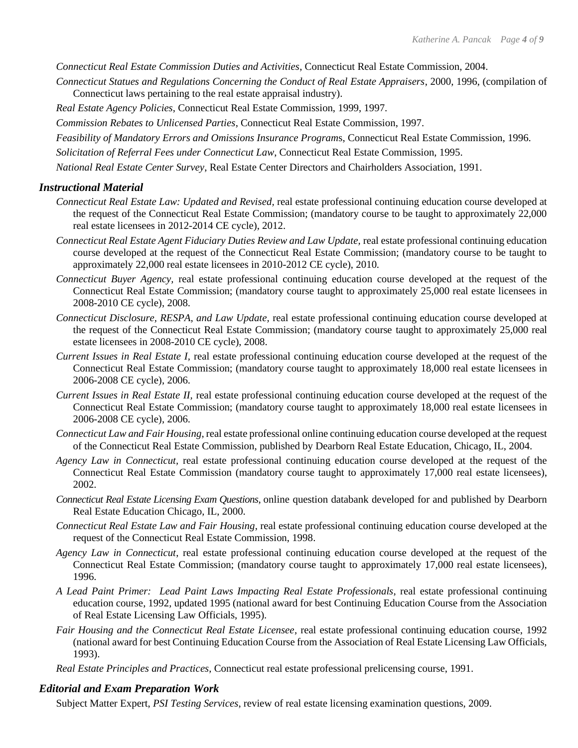*Connecticut Real Estate Commission Duties and Activities*, Connecticut Real Estate Commission, 2004.

*Connecticut Statues and Regulations Concerning the Conduct of Real Estate Appraisers*, 2000, 1996, (compilation of Connecticut laws pertaining to the real estate appraisal industry).

*Real Estate Agency Policies*, Connecticut Real Estate Commission, 1999, 1997.

*Commission Rebates to Unlicensed Parties*, Connecticut Real Estate Commission, 1997.

*Feasibility of Mandatory Errors and Omissions Insurance Program*s, Connecticut Real Estate Commission, 1996.

*Solicitation of Referral Fees under Connecticut Law*, Connecticut Real Estate Commission, 1995.

*National Real Estate Center Survey*, Real Estate Center Directors and Chairholders Association, 1991.

### *Instructional Material*

*Connecticut Real Estate Law: Updated and Revised*, real estate professional continuing education course developed at the request of the Connecticut Real Estate Commission; (mandatory course to be taught to approximately 22,000 real estate licensees in 2012-2014 CE cycle), 2012.

*Connecticut Real Estate Agent Fiduciary Duties Review and Law Update,* real estate professional continuing education course developed at the request of the Connecticut Real Estate Commission; (mandatory course to be taught to approximately 22,000 real estate licensees in 2010-2012 CE cycle), 2010.

*Connecticut Buyer Agency,* real estate professional continuing education course developed at the request of the Connecticut Real Estate Commission; (mandatory course taught to approximately 25,000 real estate licensees in 2008-2010 CE cycle), 2008.

*Connecticut Disclosure, RESPA, and Law Update,* real estate professional continuing education course developed at the request of the Connecticut Real Estate Commission; (mandatory course taught to approximately 25,000 real estate licensees in 2008-2010 CE cycle), 2008.

*Current Issues in Real Estate I,* real estate professional continuing education course developed at the request of the Connecticut Real Estate Commission; (mandatory course taught to approximately 18,000 real estate licensees in 2006-2008 CE cycle), 2006.

*Current Issues in Real Estate II,* real estate professional continuing education course developed at the request of the Connecticut Real Estate Commission; (mandatory course taught to approximately 18,000 real estate licensees in 2006-2008 CE cycle), 2006.

*Connecticut Law and Fair Housing*, real estate professional online continuing education course developed at the request of the Connecticut Real Estate Commission, published by Dearborn Real Estate Education, Chicago, IL, 2004.

*Agency Law in Connecticut*, real estate professional continuing education course developed at the request of the Connecticut Real Estate Commission (mandatory course taught to approximately 17,000 real estate licensees), 2002.

*Connecticut Real Estate Licensing Exam Questions,* online question databank developed for and published by Dearborn Real Estate Education Chicago, IL, 2000.

*Connecticut Real Estate Law and Fair Housing*, real estate professional continuing education course developed at the request of the Connecticut Real Estate Commission, 1998.

*Agency Law in Connecticut*, real estate professional continuing education course developed at the request of the Connecticut Real Estate Commission; (mandatory course taught to approximately 17,000 real estate licensees), 1996.

*A Lead Paint Primer: Lead Paint Laws Impacting Real Estate Professionals*, real estate professional continuing education course, 1992, updated 1995 (national award for best Continuing Education Course from the Association of Real Estate Licensing Law Officials, 1995).

*Fair Housing and the Connecticut Real Estate Licensee*, real estate professional continuing education course, 1992 (national award for best Continuing Education Course from the Association of Real Estate Licensing Law Officials, 1993).

*Real Estate Principles and Practices*, Connecticut real estate professional prelicensing course, 1991.

### *Editorial and Exam Preparation Work*

Subject Matter Expert, *PSI Testing Services*, review of real estate licensing examination questions, 2009.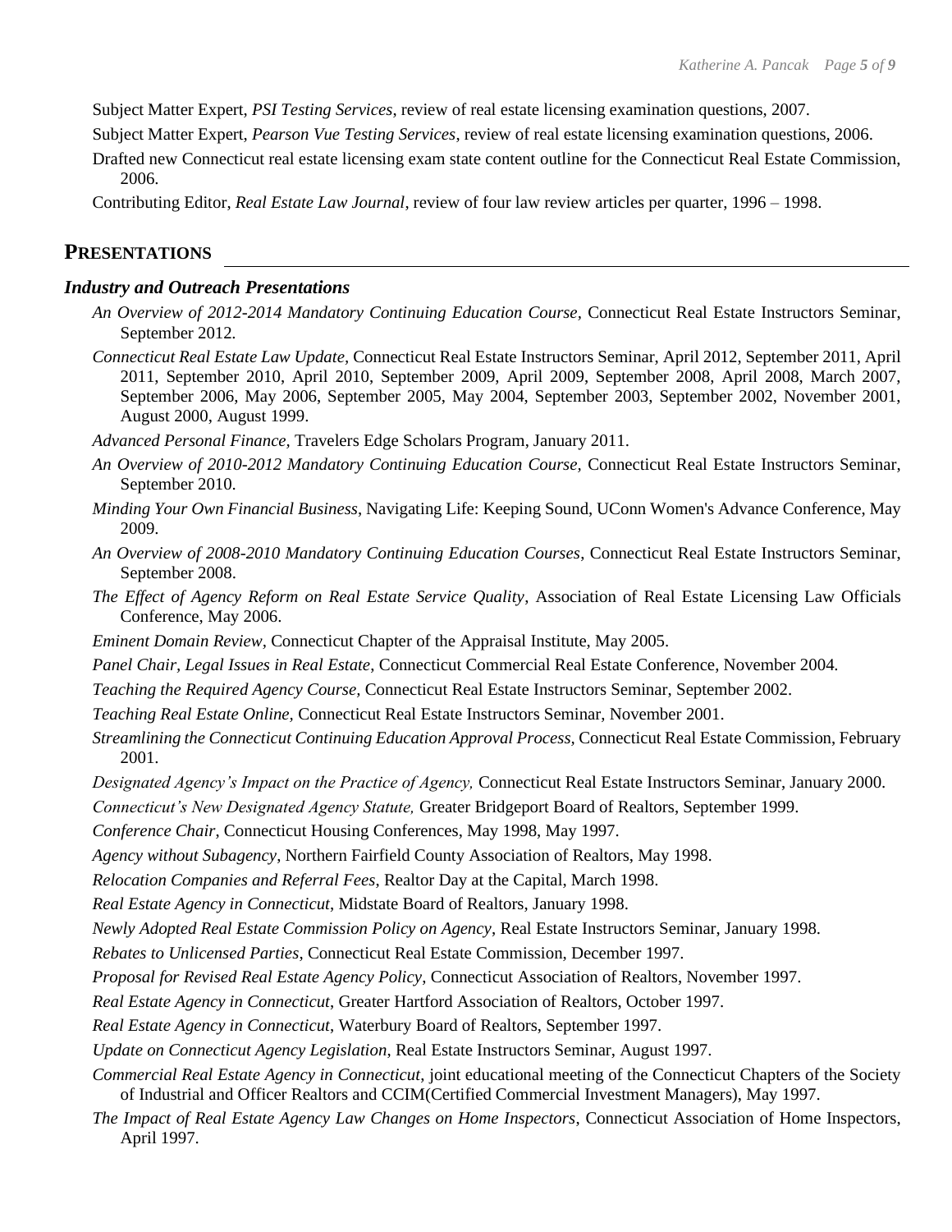Subject Matter Expert, *PSI Testing Services*, review of real estate licensing examination questions, 2007.

Subject Matter Expert, *Pearson Vue Testing Services*, review of real estate licensing examination questions, 2006.

Drafted new Connecticut real estate licensing exam state content outline for the Connecticut Real Estate Commission, 2006.

Contributing Editor, *Real Estate Law Journal*, review of four law review articles per quarter, 1996 – 1998.

## PRESENTATIONS

### *Industry and Outreach Presentations*

*An Overview of 2012-2014 Mandatory Continuing Education Course,* Connecticut Real Estate Instructors Seminar, September 2012.

*Connecticut Real Estate Law Update,* Connecticut Real Estate Instructors Seminar, April 2012, September 2011, April 2011, September 2010, April 2010, September 2009, April 2009, September 2008, April 2008, March 2007, September 2006, May 2006, September 2005, May 2004, September 2003, September 2002, November 2001, August 2000, August 1999.

*Advanced Personal Finance,* Travelers Edge Scholars Program, January 2011.

*An Overview of 2010-2012 Mandatory Continuing Education Course,* Connecticut Real Estate Instructors Seminar, September 2010.

*Minding Your Own Financial Business*, Navigating Life: Keeping Sound, UConn Women's Advance Conference, May 2009.

*An Overview of 2008-2010 Mandatory Continuing Education Courses*, Connecticut Real Estate Instructors Seminar, September 2008.

*The Effect of Agency Reform on Real Estate Service Quality*, Association of Real Estate Licensing Law Officials Conference, May 2006.

*Eminent Domain Review,* Connecticut Chapter of the Appraisal Institute, May 2005.

*Panel Chair, Legal Issues in Real Estate*, Connecticut Commercial Real Estate Conference, November 2004.

*Teaching the Required Agency Course,* Connecticut Real Estate Instructors Seminar, September 2002.

*Teaching Real Estate Online,* Connecticut Real Estate Instructors Seminar, November 2001.

*Streamlining the Connecticut Continuing Education Approval Process,* Connecticut Real Estate Commission, February 2001.

*Designated Agency's Impact on the Practice of Agency,* Connecticut Real Estate Instructors Seminar, January 2000.

*Connecticut's New Designated Agency Statute,* Greater Bridgeport Board of Realtors, September 1999.

*Conference Chair*, Connecticut Housing Conferences, May 1998, May 1997.

*Agency without Subagency*, Northern Fairfield County Association of Realtors, May 1998.

*Relocation Companies and Referral Fees*, Realtor Day at the Capital, March 1998.

*Real Estate Agency in Connecticut*, Midstate Board of Realtors, January 1998.

*Newly Adopted Real Estate Commission Policy on Agency*, Real Estate Instructors Seminar, January 1998.

*Rebates to Unlicensed Parties,* Connecticut Real Estate Commission, December 1997.

*Proposal for Revised Real Estate Agency Policy*, Connecticut Association of Realtors, November 1997.

*Real Estate Agency in Connecticut*, Greater Hartford Association of Realtors, October 1997.

*Real Estate Agency in Connecticut*, Waterbury Board of Realtors, September 1997.

*Update on Connecticut Agency Legislation*, Real Estate Instructors Seminar, August 1997.

*Commercial Real Estate Agency in Connecticut*, joint educational meeting of the Connecticut Chapters of the Society of Industrial and Officer Realtors and CCIM(Certified Commercial Investment Managers), May 1997.

*The Impact of Real Estate Agency Law Changes on Home Inspectors*, Connecticut Association of Home Inspectors, April 1997.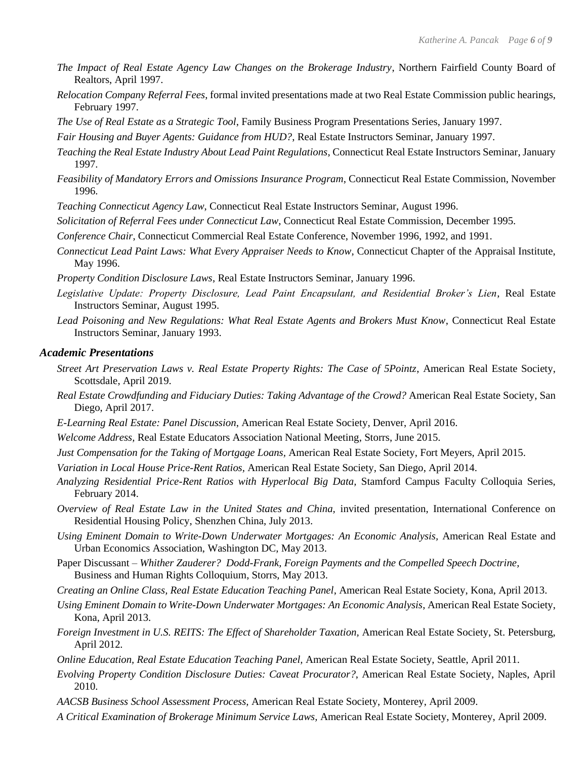*The Impact of Real Estate Agency Law Changes on the Brokerage Industry*, Northern Fairfield County Board of Realtors, April 1997.

*Relocation Company Referral Fees*, formal invited presentations made at two Real Estate Commission public hearings, February 1997.

*The Use of Real Estate as a Strategic Tool*, Family Business Program Presentations Series, January 1997.

*Fair Housing and Buyer Agents: Guidance from HUD?*, Real Estate Instructors Seminar, January 1997.

*Teaching the Real Estate Industry About Lead Paint Regulations*, Connecticut Real Estate Instructors Seminar, January 1997.

*Feasibility of Mandatory Errors and Omissions Insurance Program*, Connecticut Real Estate Commission, November 1996.

*Teaching Connecticut Agency Law*, Connecticut Real Estate Instructors Seminar, August 1996.

*Solicitation of Referral Fees under Connecticut Law*, Connecticut Real Estate Commission, December 1995.

*Conference Chair*, Connecticut Commercial Real Estate Conference, November 1996, 1992, and 1991.

*Connecticut Lead Paint Laws: What Every Appraiser Needs to Know*, Connecticut Chapter of the Appraisal Institute, May 1996.

*Property Condition Disclosure Laws*, Real Estate Instructors Seminar, January 1996.

*Legislative Update: Property Disclosure, Lead Paint Encapsulant, and Residential Broker's Lien*, Real Estate Instructors Seminar, August 1995.

*Lead Poisoning and New Regulations: What Real Estate Agents and Brokers Must Know*, Connecticut Real Estate Instructors Seminar, January 1993.

### *Academic Presentations*

*Street Art Preservation Laws v. Real Estate Property Rights: The Case of 5Pointz*, American Real Estate Society, Scottsdale, April 2019.

*Real Estate Crowdfunding and Fiduciary Duties: Taking Advantage of the Crowd?* American Real Estate Society, San Diego, April 2017.

*E-Learning Real Estate: Panel Discussion*, American Real Estate Society, Denver, April 2016.

*Welcome Address,* Real Estate Educators Association National Meeting, Storrs, June 2015.

*Just Compensation for the Taking of Mortgage Loans,* American Real Estate Society, Fort Meyers, April 2015.

*Variation in Local House Price-Rent Ratios,* American Real Estate Society, San Diego, April 2014.

*Analyzing Residential Price-Rent Ratios with Hyperlocal Big Data,* Stamford Campus Faculty Colloquia Series, February 2014.

*Overview of Real Estate Law in the United States and China,* invited presentation, International Conference on Residential Housing Policy, Shenzhen China, July 2013.

*Using Eminent Domain to Write-Down Underwater Mortgages: An Economic Analysis,* American Real Estate and Urban Economics Association, Washington DC, May 2013.

Paper Discussant – *Whither Zauderer? Dodd-Frank, Foreign Payments and the Compelled Speech Doctrine,* Business and Human Rights Colloquium, Storrs, May 2013.

*Creating an Online Class, Real Estate Education Teaching Panel*, American Real Estate Society, Kona, April 2013.

*Using Eminent Domain to Write-Down Underwater Mortgages: An Economic Analysis*, American Real Estate Society, Kona, April 2013.

*Foreign Investment in U.S. REITS: The Effect of Shareholder Taxation,* American Real Estate Society, St. Petersburg, April 2012.

*Online Education, Real Estate Education Teaching Panel,* American Real Estate Society, Seattle, April 2011.

*Evolving Property Condition Disclosure Duties: Caveat Procurator?*, American Real Estate Society, Naples, April 2010.

*AACSB Business School Assessment Process,* American Real Estate Society, Monterey, April 2009.

*A Critical Examination of Brokerage Minimum Service Laws,* American Real Estate Society, Monterey, April 2009.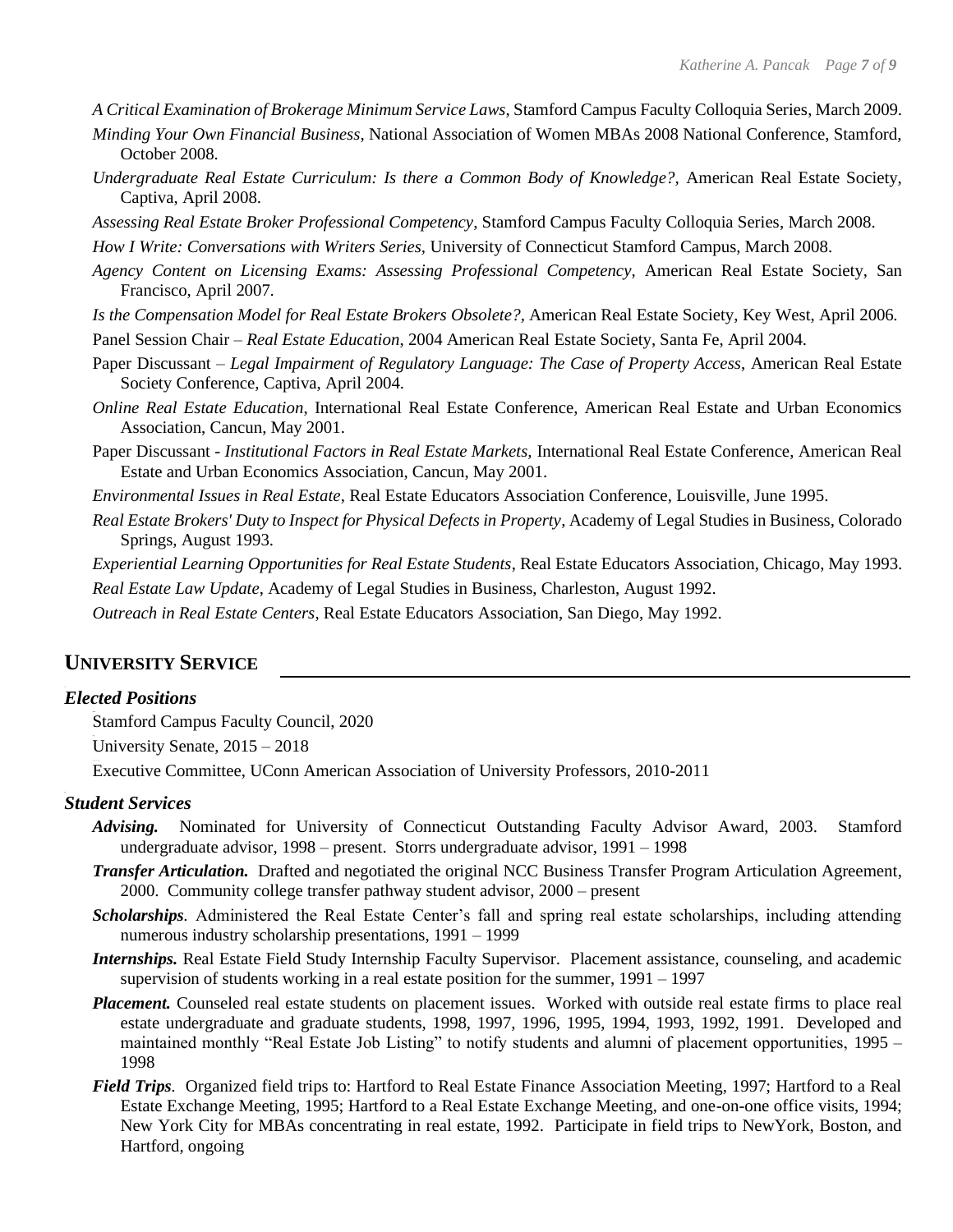*A Critical Examination of Brokerage Minimum Service Laws*, Stamford Campus Faculty Colloquia Series, March 2009.

*Minding Your Own Financial Business*, National Association of Women MBAs 2008 National Conference, Stamford, October 2008.

*Undergraduate Real Estate Curriculum: Is there a Common Body of Knowledge?*, American Real Estate Society, Captiva, April 2008.

*Assessing Real Estate Broker Professional Competency*, Stamford Campus Faculty Colloquia Series, March 2008.

*How I Write: Conversations with Writers Series*, University of Connecticut Stamford Campus, March 2008.

*Agency Content on Licensing Exams: Assessing Professional Competency*, American Real Estate Society, San Francisco, April 2007.

*Is the Compensation Model for Real Estate Brokers Obsolete?*, American Real Estate Society, Key West, April 2006.

Panel Session Chair – *Real Estate Education*, 2004 American Real Estate Society, Santa Fe, April 2004.

Paper Discussant – *Legal Impairment of Regulatory Language: The Case of Property Access*, American Real Estate Society Conference, Captiva, April 2004.

*Online Real Estate Education,* International Real Estate Conference, American Real Estate and Urban Economics Association, Cancun, May 2001.

Paper Discussant - *Institutional Factors in Real Estate Markets,* International Real Estate Conference, American Real Estate and Urban Economics Association, Cancun, May 2001.

*Environmental Issues in Real Estate*, Real Estate Educators Association Conference, Louisville, June 1995.

*Real Estate Brokers' Duty to Inspect for Physical Defects in Property*, Academy of Legal Studies in Business, Colorado Springs, August 1993.

*Experiential Learning Opportunities for Real Estate Students*, Real Estate Educators Association, Chicago, May 1993.

*Real Estate Law Update*, Academy of Legal Studies in Business, Charleston, August 1992.

*Outreach in Real Estate Centers*, Real Estate Educators Association, San Diego, May 1992.

## UNIVERSITY SERVICE

### *Elected Positions*

Stamford Campus Faculty Council, 2020

University Senate, 2015 – 2018

Executive Committee, UConn American Association of University Professors, 2010-2011

### *Student Services*

***Advising.*** Nominated for University of Connecticut Outstanding Faculty Advisor Award, 2003. Stamford undergraduate advisor, 1998 – present. Storrs undergraduate advisor, 1991 – 1998

***Transfer Articulation.*** Drafted and negotiated the original NCC Business Transfer Program Articulation Agreement, 2000. Community college transfer pathway student advisor, 2000 – present

***Scholarships.*** Administered the Real Estate Center's fall and spring real estate scholarships, including attending numerous industry scholarship presentations, 1991 – 1999

***Internships.*** Real Estate Field Study Internship Faculty Supervisor. Placement assistance, counseling, and academic supervision of students working in a real estate position for the summer, 1991 – 1997

***Placement.*** Counseled real estate students on placement issues. Worked with outside real estate firms to place real estate undergraduate and graduate students, 1998, 1997, 1996, 1995, 1994, 1993, 1992, 1991. Developed and maintained monthly "Real Estate Job Listing" to notify students and alumni of placement opportunities, 1995 – 1998

***Field Trips.*** Organized field trips to: Hartford to Real Estate Finance Association Meeting, 1997; Hartford to a Real Estate Exchange Meeting, 1995; Hartford to a Real Estate Exchange Meeting, and one-on-one office visits, 1994; New York City for MBAs concentrating in real estate, 1992. Participate in field trips to NewYork, Boston, and Hartford, ongoing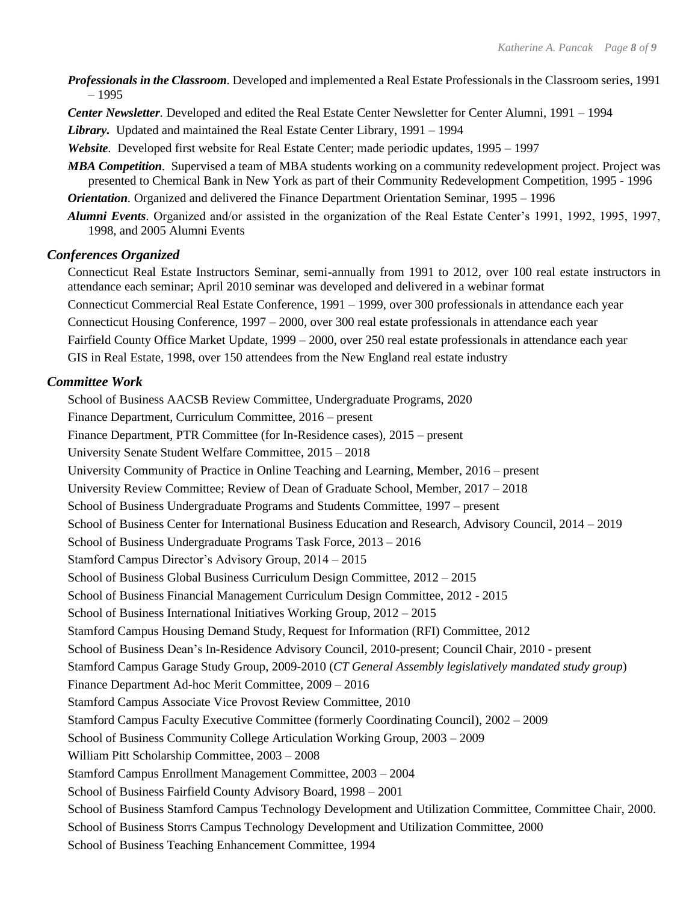***Professionals in the Classroom***. Developed and implemented a Real Estate Professionals in the Classroom series, 1991 – 1995

***Center Newsletter***. Developed and edited the Real Estate Center Newsletter for Center Alumni, 1991 – 1994

***Library***. Updated and maintained the Real Estate Center Library, 1991 – 1994

***Website***. Developed first website for Real Estate Center; made periodic updates, 1995 – 1997

***MBA Competition***. Supervised a team of MBA students working on a community redevelopment project. Project was presented to Chemical Bank in New York as part of their Community Redevelopment Competition, 1995 - 1996

***Orientation***. Organized and delivered the Finance Department Orientation Seminar, 1995 – 1996

***Alumni Events***. Organized and/or assisted in the organization of the Real Estate Center's 1991, 1992, 1995, 1997, 1998, and 2005 Alumni Events

### *Conferences Organized*

Connecticut Real Estate Instructors Seminar, semi-annually from 1991 to 2012, over 100 real estate instructors in attendance each seminar; April 2010 seminar was developed and delivered in a webinar format

Connecticut Commercial Real Estate Conference, 1991 – 1999, over 300 professionals in attendance each year

Connecticut Housing Conference, 1997 – 2000, over 300 real estate professionals in attendance each year

Fairfield County Office Market Update, 1999 – 2000, over 250 real estate professionals in attendance each year

GIS in Real Estate, 1998, over 150 attendees from the New England real estate industry

### *Committee Work*

School of Business AACSB Review Committee, Undergraduate Programs, 2020

Finance Department, Curriculum Committee, 2016 – present

Finance Department, PTR Committee (for In-Residence cases), 2015 – present

University Senate Student Welfare Committee, 2015 – 2018

University Community of Practice in Online Teaching and Learning, Member, 2016 – present

University Review Committee; Review of Dean of Graduate School, Member, 2017 – 2018

School of Business Undergraduate Programs and Students Committee, 1997 – present

School of Business Center for International Business Education and Research, Advisory Council, 2014 – 2019

School of Business Undergraduate Programs Task Force, 2013 – 2016

Stamford Campus Director's Advisory Group, 2014 – 2015

School of Business Global Business Curriculum Design Committee, 2012 – 2015

School of Business Financial Management Curriculum Design Committee, 2012 - 2015

School of Business International Initiatives Working Group, 2012 – 2015

Stamford Campus Housing Demand Study, Request for Information (RFI) Committee, 2012

School of Business Dean's In-Residence Advisory Council, 2010-present; Council Chair, 2010 - present

Stamford Campus Garage Study Group, 2009-2010 (*CT General Assembly legislatively mandated study group*)

Finance Department Ad-hoc Merit Committee, 2009 – 2016

Stamford Campus Associate Vice Provost Review Committee, 2010

Stamford Campus Faculty Executive Committee (formerly Coordinating Council), 2002 – 2009

School of Business Community College Articulation Working Group, 2003 – 2009

William Pitt Scholarship Committee, 2003 – 2008

Stamford Campus Enrollment Management Committee, 2003 – 2004

School of Business Fairfield County Advisory Board, 1998 – 2001

School of Business Stamford Campus Technology Development and Utilization Committee, Committee Chair, 2000.

School of Business Storrs Campus Technology Development and Utilization Committee, 2000

School of Business Teaching Enhancement Committee, 1994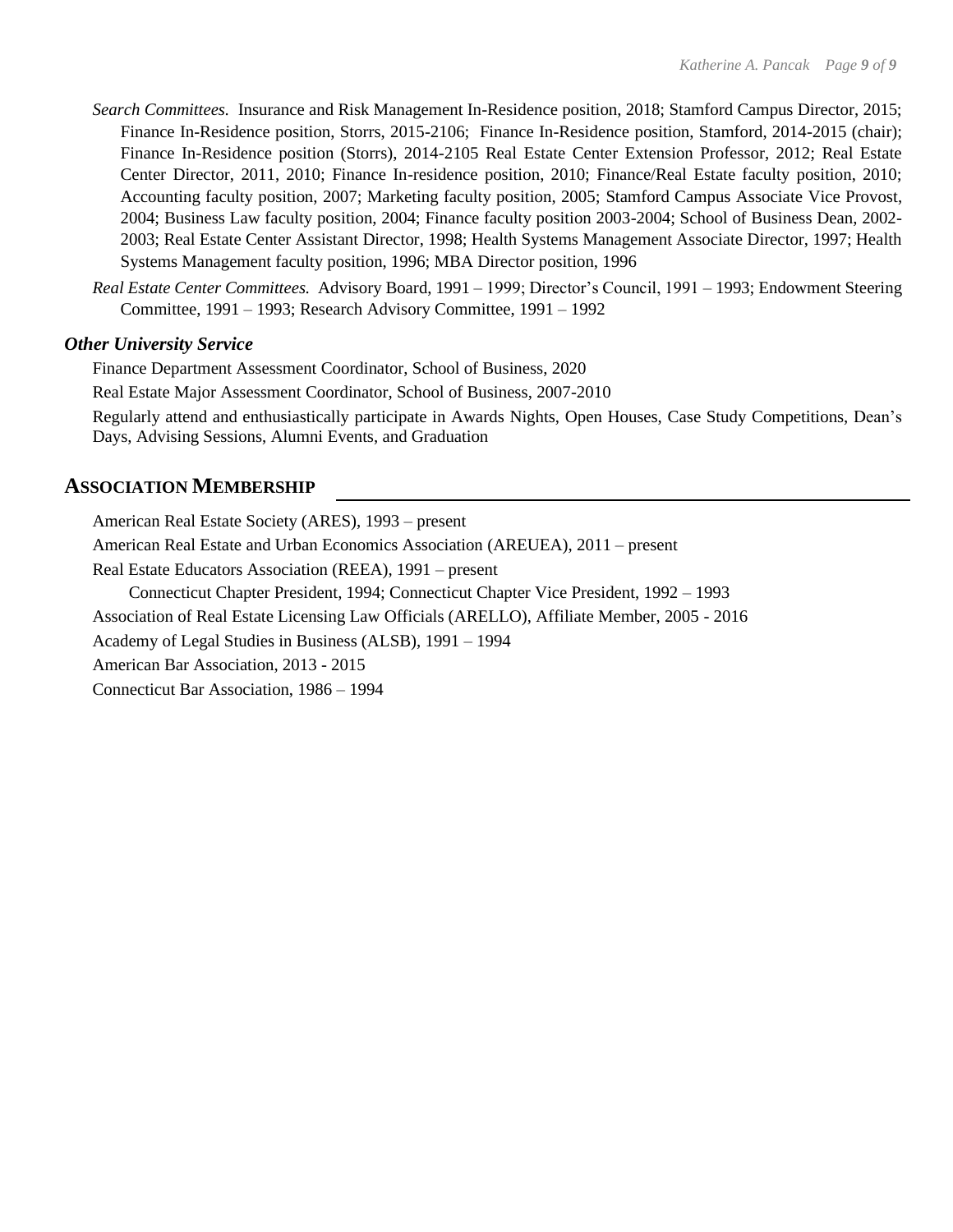*Search Committees.* Insurance and Risk Management In-Residence position, 2018; Stamford Campus Director, 2015; Finance In-Residence position, Storrs, 2015-2106; Finance In-Residence position, Stamford, 2014-2015 (chair); Finance In-Residence position (Storrs), 2014-2105 Real Estate Center Extension Professor, 2012; Real Estate Center Director, 2011, 2010; Finance In-residence position, 2010; Finance/Real Estate faculty position, 2010; Accounting faculty position, 2007; Marketing faculty position, 2005; Stamford Campus Associate Vice Provost, 2004; Business Law faculty position, 2004; Finance faculty position 2003-2004; School of Business Dean, 2002-2003; Real Estate Center Assistant Director, 1998; Health Systems Management Associate Director, 1997; Health Systems Management faculty position, 1996; MBA Director position, 1996

*Real Estate Center Committees.* Advisory Board, 1991 – 1999; Director's Council, 1991 – 1993; Endowment Steering Committee, 1991 – 1993; Research Advisory Committee, 1991 – 1992

### *Other University Service*

Finance Department Assessment Coordinator, School of Business, 2020

Real Estate Major Assessment Coordinator, School of Business, 2007-2010

Regularly attend and enthusiastically participate in Awards Nights, Open Houses, Case Study Competitions, Dean's Days, Advising Sessions, Alumni Events, and Graduation

## ASSOCIATION MEMBERSHIP

American Real Estate Society (ARES), 1993 – present

American Real Estate and Urban Economics Association (AREUEA), 2011 – present

Real Estate Educators Association (REEA), 1991 – present

Connecticut Chapter President, 1994; Connecticut Chapter Vice President, 1992 – 1993

Association of Real Estate Licensing Law Officials (ARELLO), Affiliate Member, 2005 - 2016

Academy of Legal Studies in Business (ALSB), 1991 – 1994

American Bar Association, 2013 - 2015

Connecticut Bar Association, 1986 – 1994